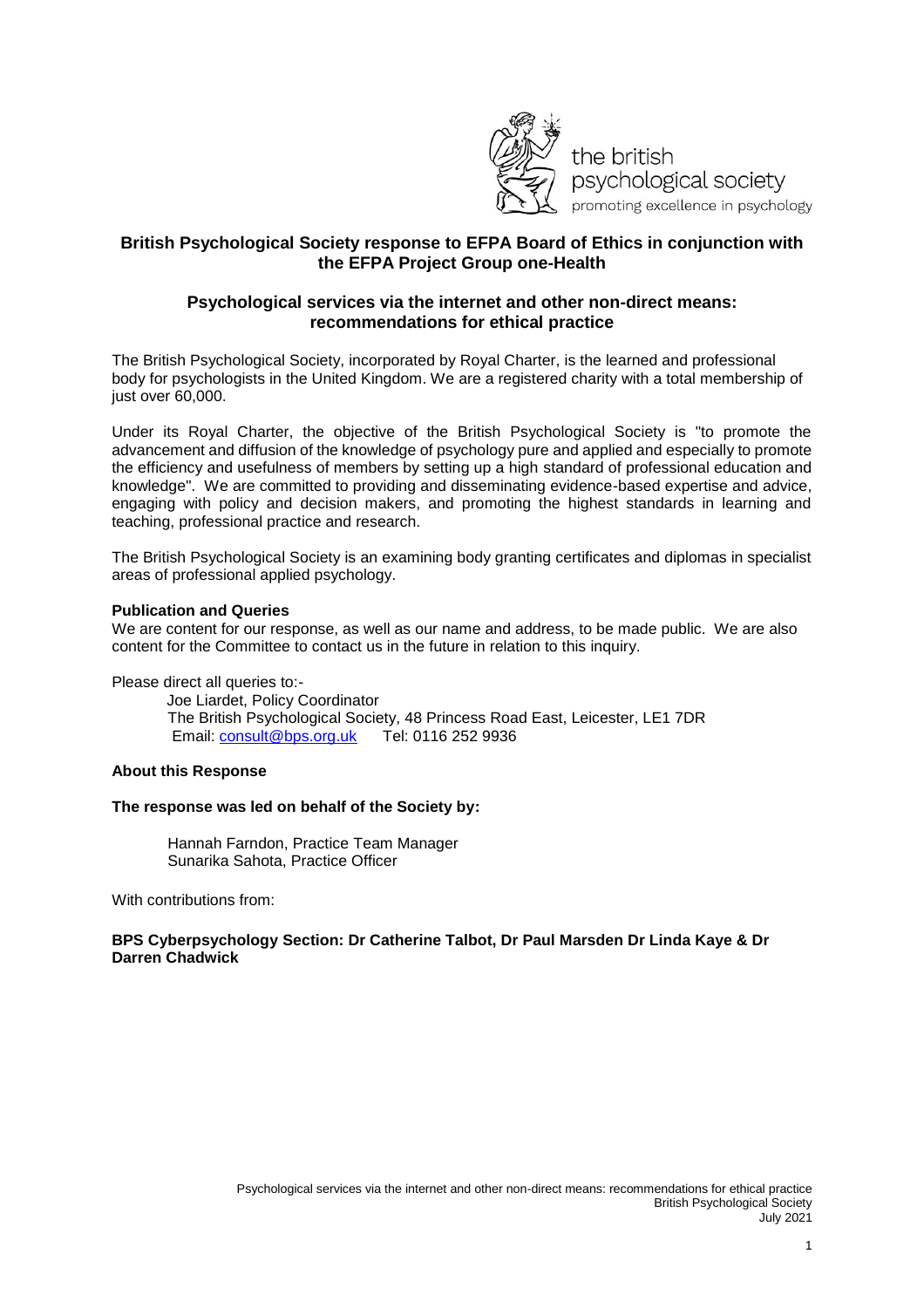the british psychological society
promoting excellence in psychology

## British Psychological Society response to EFPA Board of Ethics in conjunction with the EFPA Project Group one-Health

### Psychological services via the internet and other non-direct means: recommendations for ethical practice

The British Psychological Society, incorporated by Royal Charter, is the learned and professional body for psychologists in the United Kingdom. We are a registered charity with a total membership of just over 60,000.

Under its Royal Charter, the objective of the British Psychological Society is "to promote the advancement and diffusion of the knowledge of psychology pure and applied and especially to promote the efficiency and usefulness of members by setting up a high standard of professional education and knowledge". We are committed to providing and disseminating evidence-based expertise and advice, engaging with policy and decision makers, and promoting the highest standards in learning and teaching, professional practice and research.

The British Psychological Society is an examining body granting certificates and diplomas in specialist areas of professional applied psychology.

**Publication and Queries**

We are content for our response, as well as our name and address, to be made public. We are also content for the Committee to contact us in the future in relation to this inquiry.

Please direct all queries to:-

Joe Liardet, Policy Coordinator
The British Psychological Society, 48 Princess Road East, Leicester, LE1 7DR
Email: consult@bps.org.uk Tel: 0116 252 9936

**About this Response**

**The response was led on behalf of the Society by:**

Hannah Farndon, Practice Team Manager
Sunarika Sahota, Practice Officer

With contributions from:

**BPS Cyberpsychology Section: Dr Catherine Talbot, Dr Paul Marsden Dr Linda Kaye & Dr Darren Chadwick**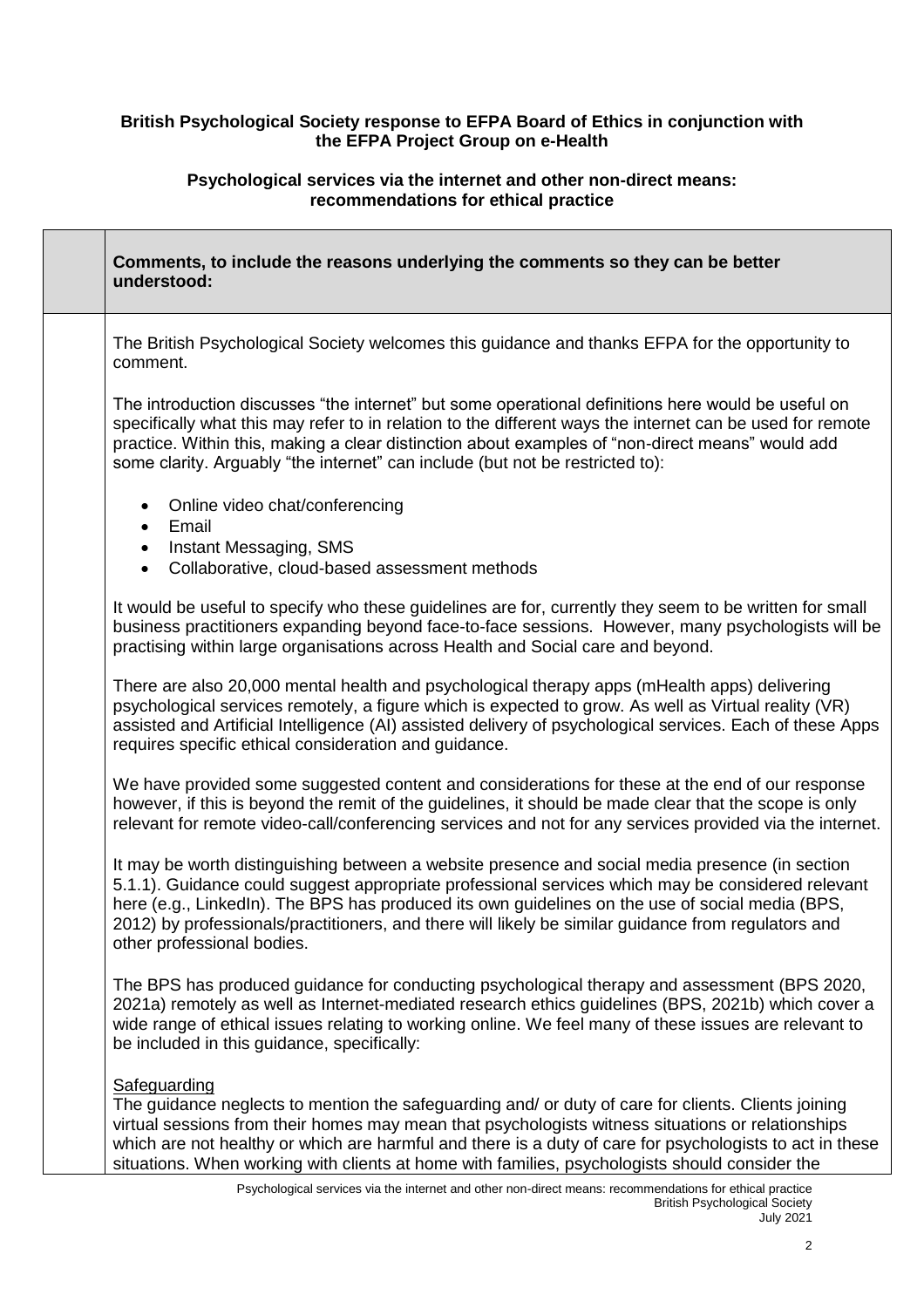**British Psychological Society response to EFPA Board of Ethics in conjunction with the EFPA Project Group on e-Health**

**Psychological services via the internet and other non-direct means: recommendations for ethical practice**

| | **Comments, to include the reasons underlying the comments so they can be better understood:** |
|---|---|
| | The British Psychological Society welcomes this guidance and thanks EFPA for the opportunity to comment.<br><br>The introduction discusses "the internet" but some operational definitions here would be useful on specifically what this may refer to in relation to the different ways the internet can be used for remote practice. Within this, making a clear distinction about examples of "non-direct means" would add some clarity. Arguably "the internet" can include (but not be restricted to):<br><br>• Online video chat/conferencing<br>• Email<br>• Instant Messaging, SMS<br>• Collaborative, cloud-based assessment methods<br><br>It would be useful to specify who these guidelines are for, currently they seem to be written for small business practitioners expanding beyond face-to-face sessions. However, many psychologists will be practising within large organisations across Health and Social care and beyond.<br><br>There are also 20,000 mental health and psychological therapy apps (mHealth apps) delivering psychological services remotely, a figure which is expected to grow. As well as Virtual reality (VR) assisted and Artificial Intelligence (AI) assisted delivery of psychological services. Each of these Apps requires specific ethical consideration and guidance.<br><br>We have provided some suggested content and considerations for these at the end of our response however, if this is beyond the remit of the guidelines, it should be made clear that the scope is only relevant for remote video-call/conferencing services and not for any services provided via the internet.<br><br>It may be worth distinguishing between a website presence and social media presence (in section 5.1.1). Guidance could suggest appropriate professional services which may be considered relevant here (e.g., LinkedIn). The BPS has produced its own guidelines on the use of social media (BPS, 2012) by professionals/practitioners, and there will likely be similar guidance from regulators and other professional bodies.<br><br>The BPS has produced guidance for conducting psychological therapy and assessment (BPS 2020, 2021a) remotely as well as Internet-mediated research ethics guidelines (BPS, 2021b) which cover a wide range of ethical issues relating to working online. We feel many of these issues are relevant to be included in this guidance, specifically:<br><br><u>Safeguarding</u><br>The guidance neglects to mention the safeguarding and/ or duty of care for clients. Clients joining virtual sessions from their homes may mean that psychologists witness situations or relationships which are not healthy or which are harmful and there is a duty of care for psychologists to act in these situations. When working with clients at home with families, psychologists should consider the |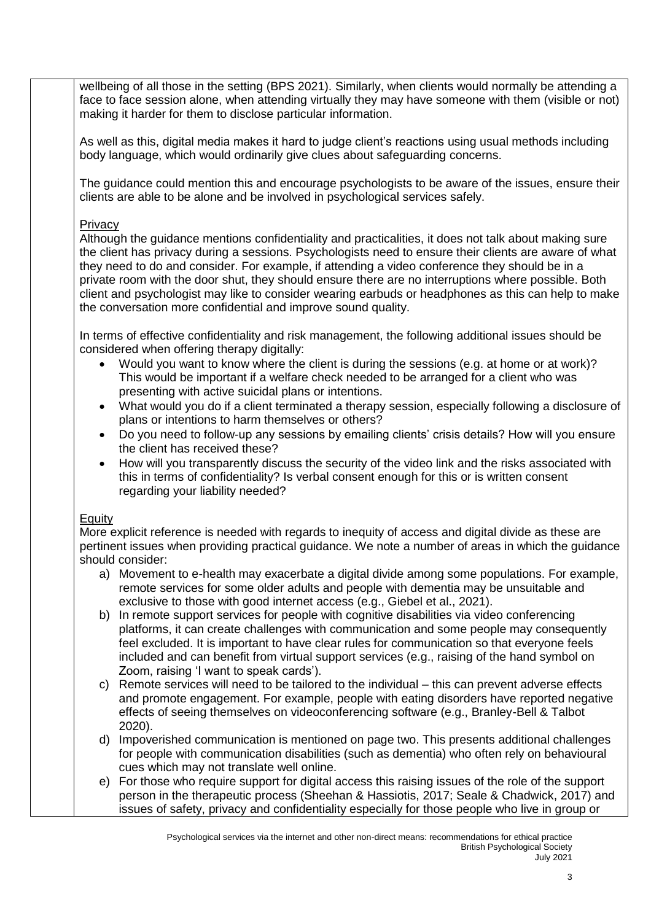wellbeing of all those in the setting (BPS 2021). Similarly, when clients would normally be attending a face to face session alone, when attending virtually they may have someone with them (visible or not) making it harder for them to disclose particular information.

As well as this, digital media makes it hard to judge client's reactions using usual methods including body language, which would ordinarily give clues about safeguarding concerns.

The guidance could mention this and encourage psychologists to be aware of the issues, ensure their clients are able to be alone and be involved in psychological services safely.

Privacy

Although the guidance mentions confidentiality and practicalities, it does not talk about making sure the client has privacy during a sessions. Psychologists need to ensure their clients are aware of what they need to do and consider. For example, if attending a video conference they should be in a private room with the door shut, they should ensure there are no interruptions where possible. Both client and psychologist may like to consider wearing earbuds or headphones as this can help to make the conversation more confidential and improve sound quality.

In terms of effective confidentiality and risk management, the following additional issues should be considered when offering therapy digitally:

- Would you want to know where the client is during the sessions (e.g. at home or at work)? This would be important if a welfare check needed to be arranged for a client who was presenting with active suicidal plans or intentions.
- What would you do if a client terminated a therapy session, especially following a disclosure of plans or intentions to harm themselves or others?
- Do you need to follow-up any sessions by emailing clients' crisis details? How will you ensure the client has received these?
- How will you transparently discuss the security of the video link and the risks associated with this in terms of confidentiality? Is verbal consent enough for this or is written consent regarding your liability needed?

Equity

More explicit reference is needed with regards to inequity of access and digital divide as these are pertinent issues when providing practical guidance. We note a number of areas in which the guidance should consider:

a) Movement to e-health may exacerbate a digital divide among some populations. For example, remote services for some older adults and people with dementia may be unsuitable and exclusive to those with good internet access (e.g., Giebel et al., 2021).
b) In remote support services for people with cognitive disabilities via video conferencing platforms, it can create challenges with communication and some people may consequently feel excluded. It is important to have clear rules for communication so that everyone feels included and can benefit from virtual support services (e.g., raising of the hand symbol on Zoom, raising 'I want to speak cards').
c) Remote services will need to be tailored to the individual – this can prevent adverse effects and promote engagement. For example, people with eating disorders have reported negative effects of seeing themselves on videoconferencing software (e.g., Branley-Bell & Talbot 2020).
d) Impoverished communication is mentioned on page two. This presents additional challenges for people with communication disabilities (such as dementia) who often rely on behavioural cues which may not translate well online.
e) For those who require support for digital access this raising issues of the role of the support person in the therapeutic process (Sheehan & Hassiotis, 2017; Seale & Chadwick, 2017) and issues of safety, privacy and confidentiality especially for those people who live in group or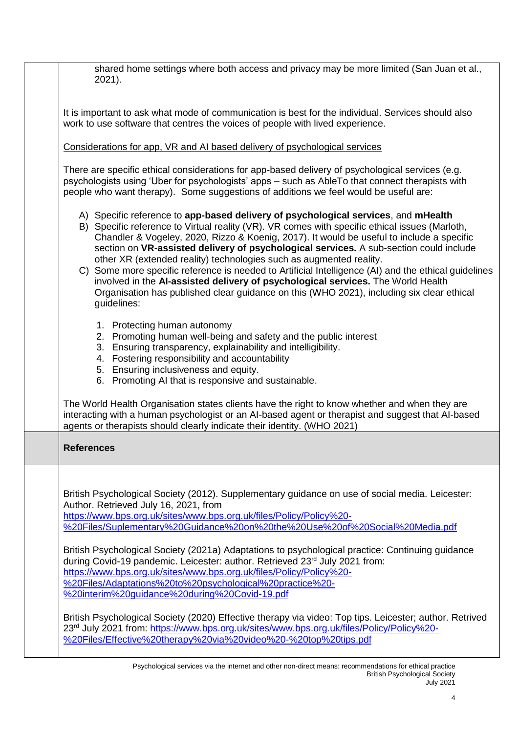shared home settings where both access and privacy may be more limited (San Juan et al., 2021).

It is important to ask what mode of communication is best for the individual. Services should also work to use software that centres the voices of people with lived experience.

Considerations for app, VR and AI based delivery of psychological services

There are specific ethical considerations for app-based delivery of psychological services (e.g. psychologists using 'Uber for psychologists' apps – such as AbleTo that connect therapists with people who want therapy). Some suggestions of additions we feel would be useful are:

A) Specific reference to **app-based delivery of psychological services**, and **mHealth**
B) Specific reference to Virtual reality (VR). VR comes with specific ethical issues (Marloth, Chandler & Vogeley, 2020, Rizzo & Koenig, 2017). It would be useful to include a specific section on **VR-assisted delivery of psychological services.** A sub-section could include other XR (extended reality) technologies such as augmented reality.
C) Some more specific reference is needed to Artificial Intelligence (AI) and the ethical guidelines involved in the **AI-assisted delivery of psychological services.** The World Health Organisation has published clear guidance on this (WHO 2021), including six clear ethical guidelines:

1. Protecting human autonomy
2. Promoting human well-being and safety and the public interest
3. Ensuring transparency, explainability and intelligibility.
4. Fostering responsibility and accountability
5. Ensuring inclusiveness and equity.
6. Promoting AI that is responsive and sustainable.

The World Health Organisation states clients have the right to know whether and when they are interacting with a human psychologist or an AI-based agent or therapist and suggest that AI-based agents or therapists should clearly indicate their identity. (WHO 2021)

## References

British Psychological Society (2012). Supplementary guidance on use of social media. Leicester: Author. Retrieved July 16, 2021, from https://www.bps.org.uk/sites/www.bps.org.uk/files/Policy/Policy%20-%20Files/Suplementary%20Guidance%20on%20the%20Use%20of%20Social%20Media.pdf

British Psychological Society (2021a) Adaptations to psychological practice: Continuing guidance during Covid-19 pandemic. Leicester: author. Retrieved 23rd July 2021 from: https://www.bps.org.uk/sites/www.bps.org.uk/files/Policy/Policy%20-%20Files/Adaptations%20to%20psychological%20practice%20-%20interim%20guidance%20during%20Covid-19.pdf

British Psychological Society (2020) Effective therapy via video: Top tips. Leicester; author. Retrived 23rd July 2021 from: https://www.bps.org.uk/sites/www.bps.org.uk/files/Policy/Policy%20-%20Files/Effective%20therapy%20via%20video%20-%20top%20tips.pdf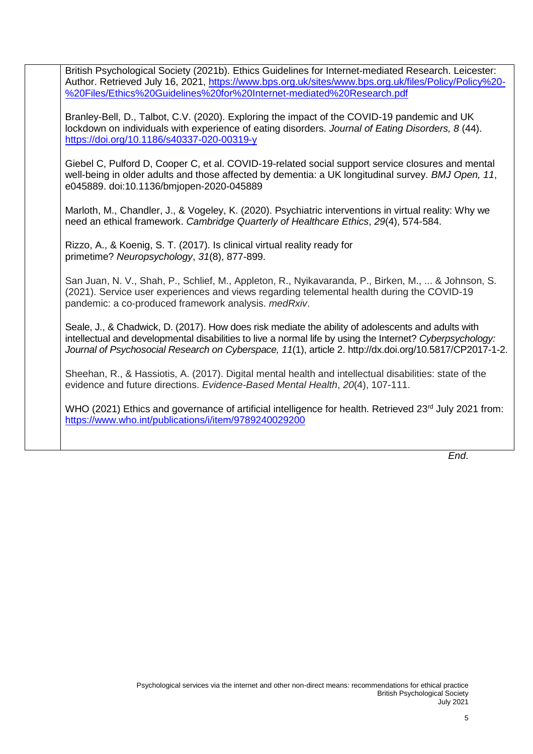British Psychological Society (2021b). Ethics Guidelines for Internet-mediated Research. Leicester: Author. Retrieved July 16, 2021, https://www.bps.org.uk/sites/www.bps.org.uk/files/Policy/Policy%20-%20Files/Ethics%20Guidelines%20for%20Internet-mediated%20Research.pdf

Branley-Bell, D., Talbot, C.V. (2020). Exploring the impact of the COVID-19 pandemic and UK lockdown on individuals with experience of eating disorders. *Journal of Eating Disorders, 8* (44). https://doi.org/10.1186/s40337-020-00319-y

Giebel C, Pulford D, Cooper C, et al. COVID-19-related social support service closures and mental well-being in older adults and those affected by dementia: a UK longitudinal survey. *BMJ Open, 11*, e045889. doi:10.1136/bmjopen-2020-045889

Marloth, M., Chandler, J., & Vogeley, K. (2020). Psychiatric interventions in virtual reality: Why we need an ethical framework. *Cambridge Quarterly of Healthcare Ethics*, *29*(4), 574-584.

Rizzo, A., & Koenig, S. T. (2017). Is clinical virtual reality ready for primetime? *Neuropsychology*, *31*(8), 877-899.

San Juan, N. V., Shah, P., Schlief, M., Appleton, R., Nyikavaranda, P., Birken, M., ... & Johnson, S. (2021). Service user experiences and views regarding telemental health during the COVID-19 pandemic: a co-produced framework analysis. *medRxiv*.

Seale, J., & Chadwick, D. (2017). How does risk mediate the ability of adolescents and adults with intellectual and developmental disabilities to live a normal life by using the Internet? *Cyberpsychology: Journal of Psychosocial Research on Cyberspace, 11*(1), article 2. http://dx.doi.org/10.5817/CP2017-1-2.

Sheehan, R., & Hassiotis, A. (2017). Digital mental health and intellectual disabilities: state of the evidence and future directions. *Evidence-Based Mental Health*, *20*(4), 107-111.

WHO (2021) Ethics and governance of artificial intelligence for health. Retrieved 23rd July 2021 from: https://www.who.int/publications/i/item/9789240029200

*End*.